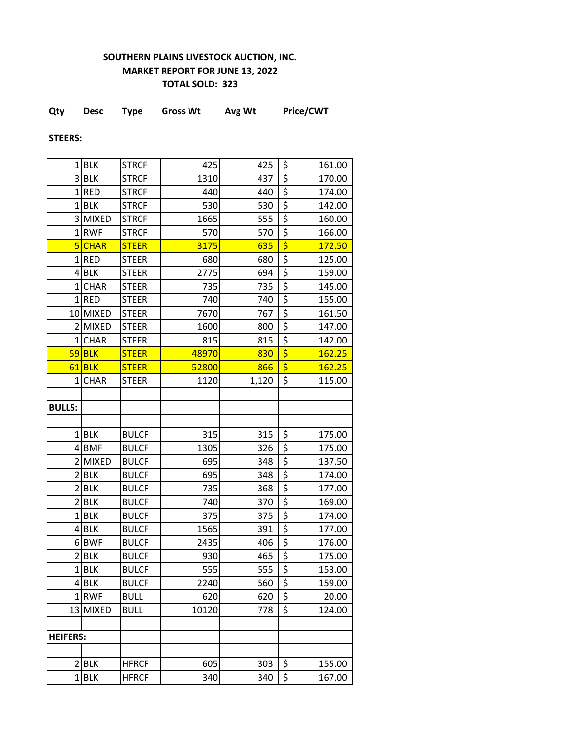**SOUTHERN PLAINS LIVESTOCK AUCTION, INC.**
**MARKET REPORT FOR JUNE 13, 2022**
**TOTAL SOLD: 323**

| Qty | Desc | Type | Gross Wt | Avg Wt | Price/CWT |
|---|---|---|---|---|---|
| **STEERS:** | | | | | |
| 1 | BLK | STRCF | 425 | 425 | $ 161.00 |
| 3 | BLK | STRCF | 1310 | 437 | $ 170.00 |
| 1 | RED | STRCF | 440 | 440 | $ 174.00 |
| 1 | BLK | STRCF | 530 | 530 | $ 142.00 |
| 3 | MIXED | STRCF | 1665 | 555 | $ 160.00 |
| 1 | RWF | STRCF | 570 | 570 | $ 166.00 |
| 5 | CHAR | STEER | 3175 | 635 | $ 172.50 |
| 1 | RED | STEER | 680 | 680 | $ 125.00 |
| 4 | BLK | STEER | 2775 | 694 | $ 159.00 |
| 1 | CHAR | STEER | 735 | 735 | $ 145.00 |
| 1 | RED | STEER | 740 | 740 | $ 155.00 |
| 10 | MIXED | STEER | 7670 | 767 | $ 161.50 |
| 2 | MIXED | STEER | 1600 | 800 | $ 147.00 |
| 1 | CHAR | STEER | 815 | 815 | $ 142.00 |
| 59 | BLK | STEER | 48970 | 830 | $ 162.25 |
| 61 | BLK | STEER | 52800 | 866 | $ 162.25 |
| 1 | CHAR | STEER | 1120 | 1,120 | $ 115.00 |
| | | | | | |
| **BULLS:** | | | | | |
| | | | | | |
| 1 | BLK | BULCF | 315 | 315 | $ 175.00 |
| 4 | BMF | BULCF | 1305 | 326 | $ 175.00 |
| 2 | MIXED | BULCF | 695 | 348 | $ 137.50 |
| 2 | BLK | BULCF | 695 | 348 | $ 174.00 |
| 2 | BLK | BULCF | 735 | 368 | $ 177.00 |
| 2 | BLK | BULCF | 740 | 370 | $ 169.00 |
| 1 | BLK | BULCF | 375 | 375 | $ 174.00 |
| 4 | BLK | BULCF | 1565 | 391 | $ 177.00 |
| 6 | BWF | BULCF | 2435 | 406 | $ 176.00 |
| 2 | BLK | BULCF | 930 | 465 | $ 175.00 |
| 1 | BLK | BULCF | 555 | 555 | $ 153.00 |
| 4 | BLK | BULCF | 2240 | 560 | $ 159.00 |
| 1 | RWF | BULL | 620 | 620 | $ 20.00 |
| 13 | MIXED | BULL | 10120 | 778 | $ 124.00 |
| | | | | | |
| **HEIFERS:** | | | | | |
| | | | | | |
| 2 | BLK | HFRCF | 605 | 303 | $ 155.00 |
| 1 | BLK | HFRCF | 340 | 340 | $ 167.00 |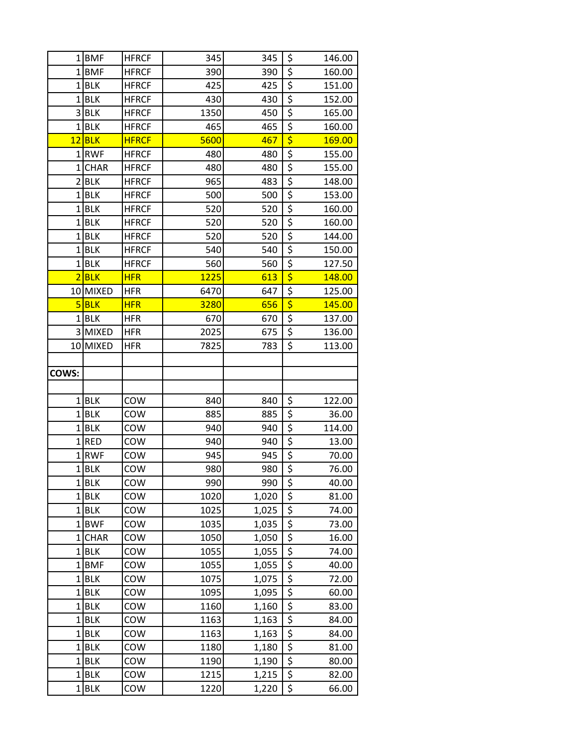| | | | | | |
|---|---|---|---|---|---|
| 1 | BMF | HFRCF | 345 | 345 | $ 146.00 |
| 1 | BMF | HFRCF | 390 | 390 | $ 160.00 |
| 1 | BLK | HFRCF | 425 | 425 | $ 151.00 |
| 1 | BLK | HFRCF | 430 | 430 | $ 152.00 |
| 3 | BLK | HFRCF | 1350 | 450 | $ 165.00 |
| 1 | BLK | HFRCF | 465 | 465 | $ 160.00 |
| 12 | BLK | HFRCF | 5600 | 467 | $ 169.00 |
| 1 | RWF | HFRCF | 480 | 480 | $ 155.00 |
| 1 | CHAR | HFRCF | 480 | 480 | $ 155.00 |
| 2 | BLK | HFRCF | 965 | 483 | $ 148.00 |
| 1 | BLK | HFRCF | 500 | 500 | $ 153.00 |
| 1 | BLK | HFRCF | 520 | 520 | $ 160.00 |
| 1 | BLK | HFRCF | 520 | 520 | $ 160.00 |
| 1 | BLK | HFRCF | 520 | 520 | $ 144.00 |
| 1 | BLK | HFRCF | 540 | 540 | $ 150.00 |
| 1 | BLK | HFRCF | 560 | 560 | $ 127.50 |
| 2 | BLK | HFR | 1225 | 613 | $ 148.00 |
| 10 | MIXED | HFR | 6470 | 647 | $ 125.00 |
| 5 | BLK | HFR | 3280 | 656 | $ 145.00 |
| 1 | BLK | HFR | 670 | 670 | $ 137.00 |
| 3 | MIXED | HFR | 2025 | 675 | $ 136.00 |
| 10 | MIXED | HFR | 7825 | 783 | $ 113.00 |
| | | | | | |
| **COWS:** | | | | | |
| | | | | | |
| 1 | BLK | COW | 840 | 840 | $ 122.00 |
| 1 | BLK | COW | 885 | 885 | $ 36.00 |
| 1 | BLK | COW | 940 | 940 | $ 114.00 |
| 1 | RED | COW | 940 | 940 | $ 13.00 |
| 1 | RWF | COW | 945 | 945 | $ 70.00 |
| 1 | BLK | COW | 980 | 980 | $ 76.00 |
| 1 | BLK | COW | 990 | 990 | $ 40.00 |
| 1 | BLK | COW | 1020 | 1,020 | $ 81.00 |
| 1 | BLK | COW | 1025 | 1,025 | $ 74.00 |
| 1 | BWF | COW | 1035 | 1,035 | $ 73.00 |
| 1 | CHAR | COW | 1050 | 1,050 | $ 16.00 |
| 1 | BLK | COW | 1055 | 1,055 | $ 74.00 |
| 1 | BMF | COW | 1055 | 1,055 | $ 40.00 |
| 1 | BLK | COW | 1075 | 1,075 | $ 72.00 |
| 1 | BLK | COW | 1095 | 1,095 | $ 60.00 |
| 1 | BLK | COW | 1160 | 1,160 | $ 83.00 |
| 1 | BLK | COW | 1163 | 1,163 | $ 84.00 |
| 1 | BLK | COW | 1163 | 1,163 | $ 84.00 |
| 1 | BLK | COW | 1180 | 1,180 | $ 81.00 |
| 1 | BLK | COW | 1190 | 1,190 | $ 80.00 |
| 1 | BLK | COW | 1215 | 1,215 | $ 82.00 |
| 1 | BLK | COW | 1220 | 1,220 | $ 66.00 |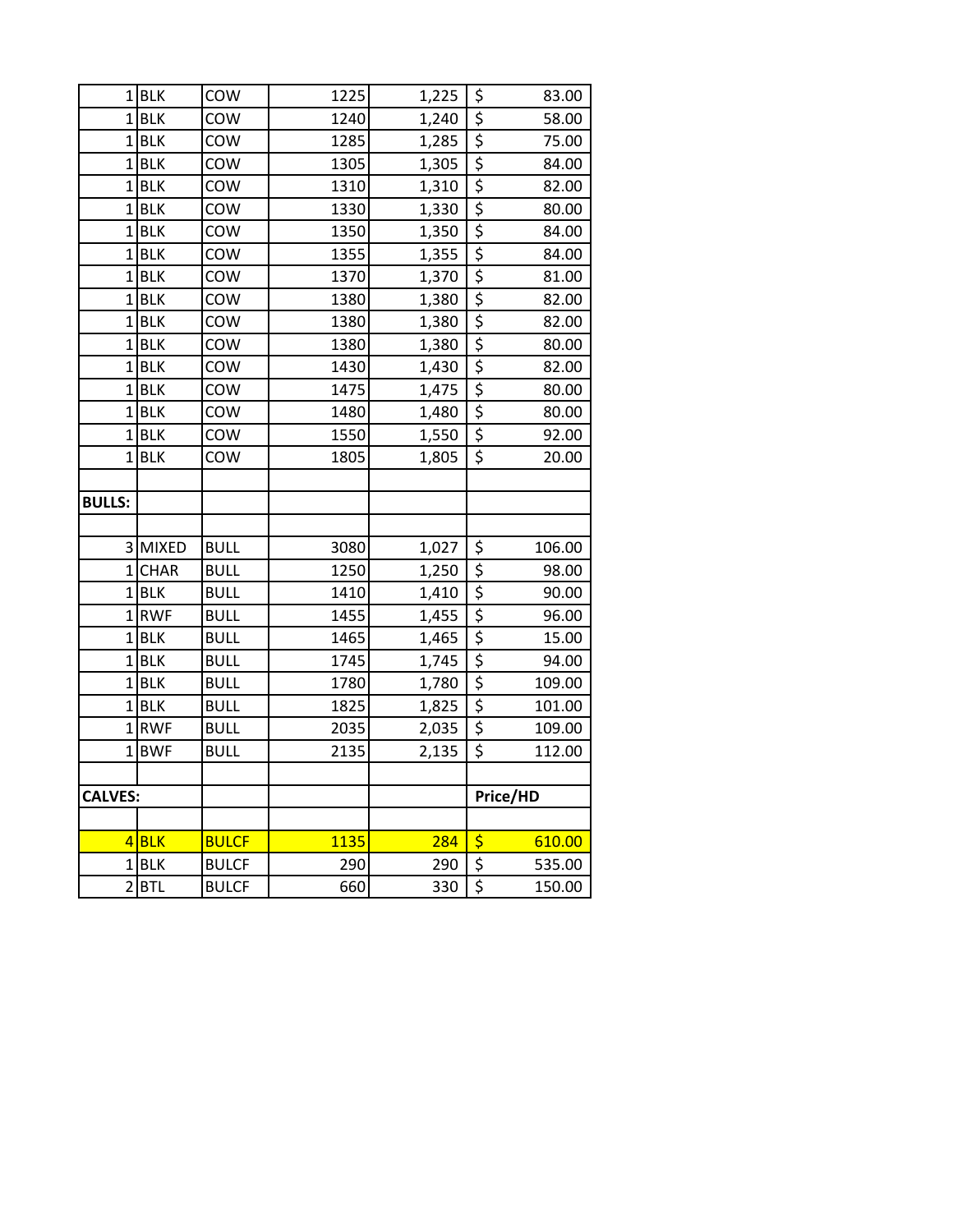| | | | | | |
|---|---|---|---|---|---|
| 1 | BLK | COW | 1225 | 1,225 | $ 83.00 |
| 1 | BLK | COW | 1240 | 1,240 | $ 58.00 |
| 1 | BLK | COW | 1285 | 1,285 | $ 75.00 |
| 1 | BLK | COW | 1305 | 1,305 | $ 84.00 |
| 1 | BLK | COW | 1310 | 1,310 | $ 82.00 |
| 1 | BLK | COW | 1330 | 1,330 | $ 80.00 |
| 1 | BLK | COW | 1350 | 1,350 | $ 84.00 |
| 1 | BLK | COW | 1355 | 1,355 | $ 84.00 |
| 1 | BLK | COW | 1370 | 1,370 | $ 81.00 |
| 1 | BLK | COW | 1380 | 1,380 | $ 82.00 |
| 1 | BLK | COW | 1380 | 1,380 | $ 82.00 |
| 1 | BLK | COW | 1380 | 1,380 | $ 80.00 |
| 1 | BLK | COW | 1430 | 1,430 | $ 82.00 |
| 1 | BLK | COW | 1475 | 1,475 | $ 80.00 |
| 1 | BLK | COW | 1480 | 1,480 | $ 80.00 |
| 1 | BLK | COW | 1550 | 1,550 | $ 92.00 |
| 1 | BLK | COW | 1805 | 1,805 | $ 20.00 |
| | | | | | |
| **BULLS:** | | | | | |
| | | | | | |
| 3 | MIXED | BULL | 3080 | 1,027 | $ 106.00 |
| 1 | CHAR | BULL | 1250 | 1,250 | $ 98.00 |
| 1 | BLK | BULL | 1410 | 1,410 | $ 90.00 |
| 1 | RWF | BULL | 1455 | 1,455 | $ 96.00 |
| 1 | BLK | BULL | 1465 | 1,465 | $ 15.00 |
| 1 | BLK | BULL | 1745 | 1,745 | $ 94.00 |
| 1 | BLK | BULL | 1780 | 1,780 | $ 109.00 |
| 1 | BLK | BULL | 1825 | 1,825 | $ 101.00 |
| 1 | RWF | BULL | 2035 | 2,035 | $ 109.00 |
| 1 | BWF | BULL | 2135 | 2,135 | $ 112.00 |
| | | | | | |
| **CALVES:** | | | | | **Price/HD** |
| | | | | | |
| 4 | BLK | BULCF | 1135 | 284 | $ 610.00 |
| 1 | BLK | BULCF | 290 | 290 | $ 535.00 |
| 2 | BTL | BULCF | 660 | 330 | $ 150.00 |